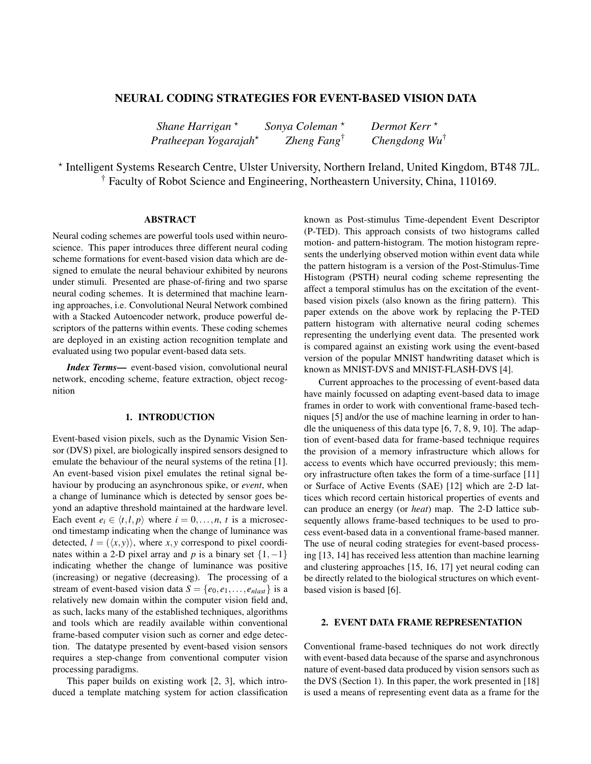# NEURAL CODING STRATEGIES FOR EVENT-BASED VISION DATA

*Shane Harrigan* [⋆] *Sonya Coleman* [⋆] *Dermot Kerr* [⋆]
*Pratheepan Yogarajah* [⋆] *Zheng Fang* [†] *Chengdong Wu* [†]

[⋆] Intelligent Systems Research Centre, Ulster University, Northern Ireland, United Kingdom, BT48 7JL.
[†] Faculty of Robot Science and Engineering, Northeastern University, China, 110169.

## ABSTRACT

Neural coding schemes are powerful tools used within neuroscience. This paper introduces three different neural coding scheme formations for event-based vision data which are designed to emulate the neural behaviour exhibited by neurons under stimuli. Presented are phase-of-firing and two sparse neural coding schemes. It is determined that machine learning approaches, i.e. Convolutional Neural Network combined with a Stacked Autoencoder network, produce powerful descriptors of the patterns within events. These coding schemes are deployed in an existing action recognition template and evaluated using two popular event-based data sets.

***Index Terms***— event-based vision, convolutional neural network, encoding scheme, feature extraction, object recognition

## 1. INTRODUCTION

Event-based vision pixels, such as the Dynamic Vision Sensor (DVS) pixel, are biologically inspired sensors designed to emulate the behaviour of the neural systems of the retina [1]. An event-based vision pixel emulates the retinal signal behaviour by producing an asynchronous spike, or *event*, when a change of luminance which is detected by sensor goes beyond an adaptive threshold maintained at the hardware level. Each event $e_i \in \langle t, l, p \rangle$ where $i = 0, \ldots, n$, $t$ is a microsecond timestamp indicating when the change of luminance was detected, $l = (\langle x, y \rangle)$, where $x, y$ correspond to pixel coordinates within a 2-D pixel array and $p$ is a binary set $\{1, -1\}$ indicating whether the change of luminance was positive (increasing) or negative (decreasing). The processing of a stream of event-based vision data $S = \{e_0, e_1, \ldots, e_{nlast}\}$ is a relatively new domain within the computer vision field and, as such, lacks many of the established techniques, algorithms and tools which are readily available within conventional frame-based computer vision such as corner and edge detection. The datatype presented by event-based vision sensors requires a step-change from conventional computer vision processing paradigms.

This paper builds on existing work [2, 3], which introduced a template matching system for action classification known as Post-stimulus Time-dependent Event Descriptor (P-TED). This approach consists of two histograms called motion- and pattern-histogram. The motion histogram represents the underlying observed motion within event data while the pattern histogram is a version of the Post-Stimulus-Time Histogram (PSTH) neural coding scheme representing the affect a temporal stimulus has on the excitation of the event-based vision pixels (also known as the firing pattern). This paper extends on the above work by replacing the P-TED pattern histogram with alternative neural coding schemes representing the underlying event data. The presented work is compared against an existing work using the event-based version of the popular MNIST handwriting dataset which is known as MNIST-DVS and MNIST-FLASH-DVS [4].

Current approaches to the processing of event-based data have mainly focussed on adapting event-based data to image frames in order to work with conventional frame-based techniques [5] and/or the use of machine learning in order to handle the uniqueness of this data type [6, 7, 8, 9, 10]. The adaption of event-based data for frame-based technique requires the provision of a memory infrastructure which allows for access to events which have occurred previously; this memory infrastructure often takes the form of a time-surface [11] or Surface of Active Events (SAE) [12] which are 2-D lattices which record certain historical properties of events and can produce an energy (or *heat*) map. The 2-D lattice subsequently allows frame-based techniques to be used to process event-based data in a conventional frame-based manner. The use of neural coding strategies for event-based processing [13, 14] has received less attention than machine learning and clustering approaches [15, 16, 17] yet neural coding can be directly related to the biological structures on which event-based vision is based [6].

## 2. EVENT DATA FRAME REPRESENTATION

Conventional frame-based techniques do not work directly with event-based data because of the sparse and asynchronous nature of event-based data produced by vision sensors such as the DVS (Section 1). In this paper, the work presented in [18] is used a means of representing event data as a frame for the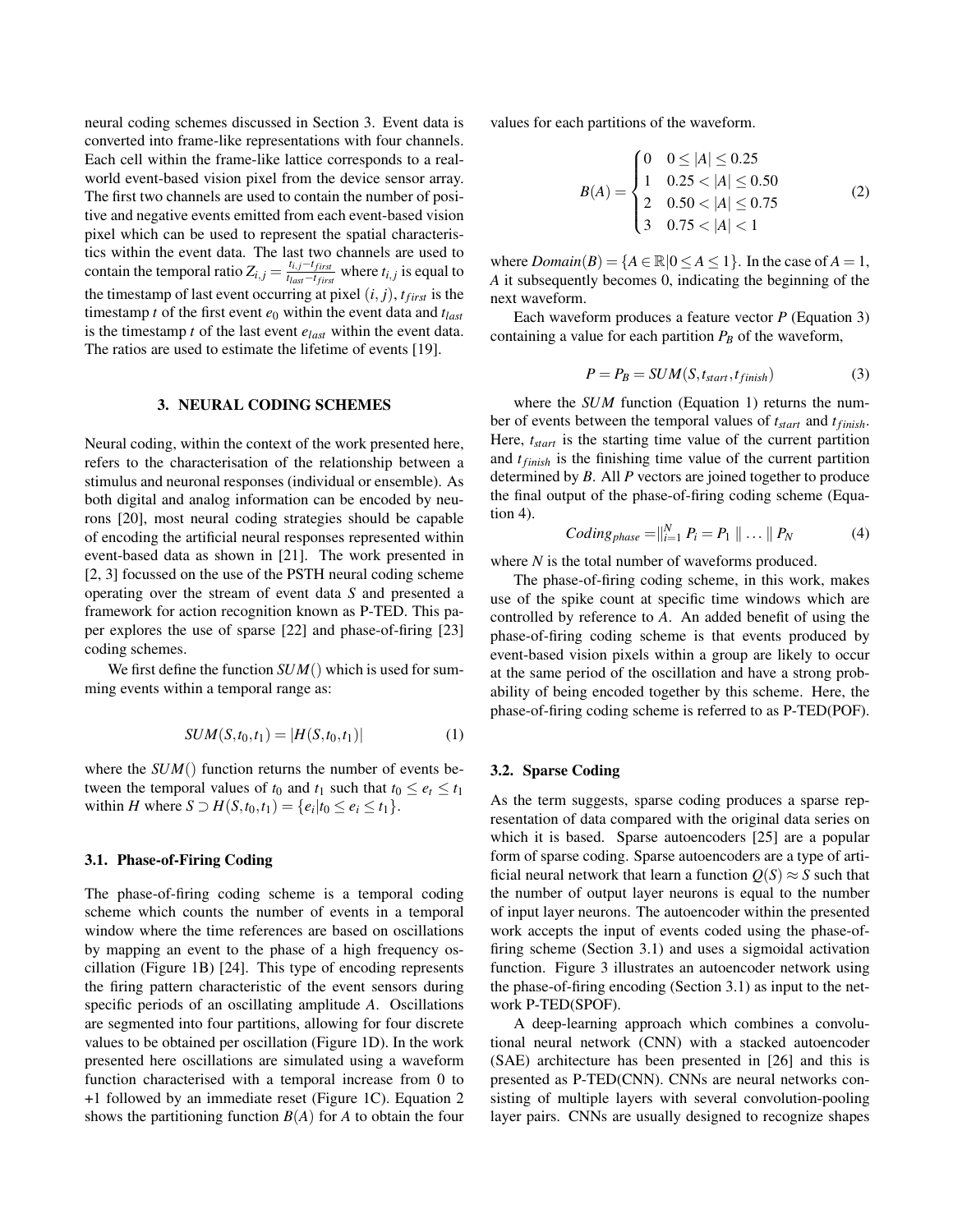neural coding schemes discussed in Section 3. Event data is converted into frame-like representations with four channels. Each cell within the frame-like lattice corresponds to a real-world event-based vision pixel from the device sensor array. The first two channels are used to contain the number of positive and negative events emitted from each event-based vision pixel which can be used to represent the spatial characteristics within the event data. The last two channels are used to contain the temporal ratio $Z_{i,j} = \frac{t_{i,j} - t_{first}}{t_{last} - t_{first}}$ where $t_{i,j}$ is equal to the timestamp of last event occurring at pixel $(i, j)$, $t_{first}$ is the timestamp $t$ of the first event $e_0$ within the event data and $t_{last}$ is the timestamp $t$ of the last event $e_{last}$ within the event data. The ratios are used to estimate the lifetime of events [19].

## 3. NEURAL CODING SCHEMES

Neural coding, within the context of the work presented here, refers to the characterisation of the relationship between a stimulus and neuronal responses (individual or ensemble). As both digital and analog information can be encoded by neurons [20], most neural coding strategies should be capable of encoding the artificial neural responses represented within event-based data as shown in [21]. The work presented in [2, 3] focussed on the use of the PSTH neural coding scheme operating over the stream of event data $S$ and presented a framework for action recognition known as P-TED. This paper explores the use of sparse [22] and phase-of-firing [23] coding schemes.

We first define the function $SUM()$ which is used for summing events within a temporal range as:

$$SUM(S, t_0, t_1) = |H(S, t_0, t_1)| \tag{1}$$

where the $SUM()$ function returns the number of events between the temporal values of $t_0$ and $t_1$ such that $t_0 \leq e_t \leq t_1$ within $H$ where $S \supset H(S, t_0, t_1) = \{e_i | t_0 \leq e_i \leq t_1\}$.

### 3.1. Phase-of-Firing Coding

The phase-of-firing coding scheme is a temporal coding scheme which counts the number of events in a temporal window where the time references are based on oscillations by mapping an event to the phase of a high frequency oscillation (Figure 1B) [24]. This type of encoding represents the firing pattern characteristic of the event sensors during specific periods of an oscillating amplitude $A$. Oscillations are segmented into four partitions, allowing for four discrete values to be obtained per oscillation (Figure 1D). In the work presented here oscillations are simulated using a waveform function characterised with a temporal increase from 0 to +1 followed by an immediate reset (Figure 1C). Equation 2 shows the partitioning function $B(A)$ for $A$ to obtain the four values for each partitions of the waveform.

$$B(A) = \begin{cases} 0 & 0 \leq |A| \leq 0.25 \\ 1 & 0.25 < |A| \leq 0.50 \\ 2 & 0.50 < |A| \leq 0.75 \\ 3 & 0.75 < |A| < 1 \end{cases} \tag{2}$$

where $Domain(B) = \{A \in \mathbb{R} | 0 \leq A \leq 1\}$. In the case of $A = 1$, $A$ it subsequently becomes 0, indicating the beginning of the next waveform.

Each waveform produces a feature vector $P$ (Equation 3) containing a value for each partition $P_B$ of the waveform,

$$P = P_B = SUM(S, t_{start}, t_{finish}) \tag{3}$$

where the $SUM$ function (Equation 1) returns the number of events between the temporal values of $t_{start}$ and $t_{finish}$. Here, $t_{start}$ is the starting time value of the current partition and $t_{finish}$ is the finishing time value of the current partition determined by $B$. All $P$ vectors are joined together to produce the final output of the phase-of-firing coding scheme (Equation 4).

$$Coding_{phase} = \|_{i=1}^{N} P_i = P_1 \parallel \ldots \parallel P_N \tag{4}$$

where $N$ is the total number of waveforms produced.

The phase-of-firing coding scheme, in this work, makes use of the spike count at specific time windows which are controlled by reference to $A$. An added benefit of using the phase-of-firing coding scheme is that events produced by event-based vision pixels within a group are likely to occur at the same period of the oscillation and have a strong probability of being encoded together by this scheme. Here, the phase-of-firing coding scheme is referred to as P-TED(POF).

### 3.2. Sparse Coding

As the term suggests, sparse coding produces a sparse representation of data compared with the original data series on which it is based. Sparse autoencoders [25] are a popular form of sparse coding. Sparse autoencoders are a type of artificial neural network that learn a function $Q(S) \approx S$ such that the number of output layer neurons is equal to the number of input layer neurons. The autoencoder within the presented work accepts the input of events coded using the phase-of-firing scheme (Section 3.1) and uses a sigmoidal activation function. Figure 3 illustrates an autoencoder network using the phase-of-firing encoding (Section 3.1) as input to the network P-TED(SPOF).

A deep-learning approach which combines a convolutional neural network (CNN) with a stacked autoencoder (SAE) architecture has been presented in [26] and this is presented as P-TED(CNN). CNNs are neural networks consisting of multiple layers with several convolution-pooling layer pairs. CNNs are usually designed to recognize shapes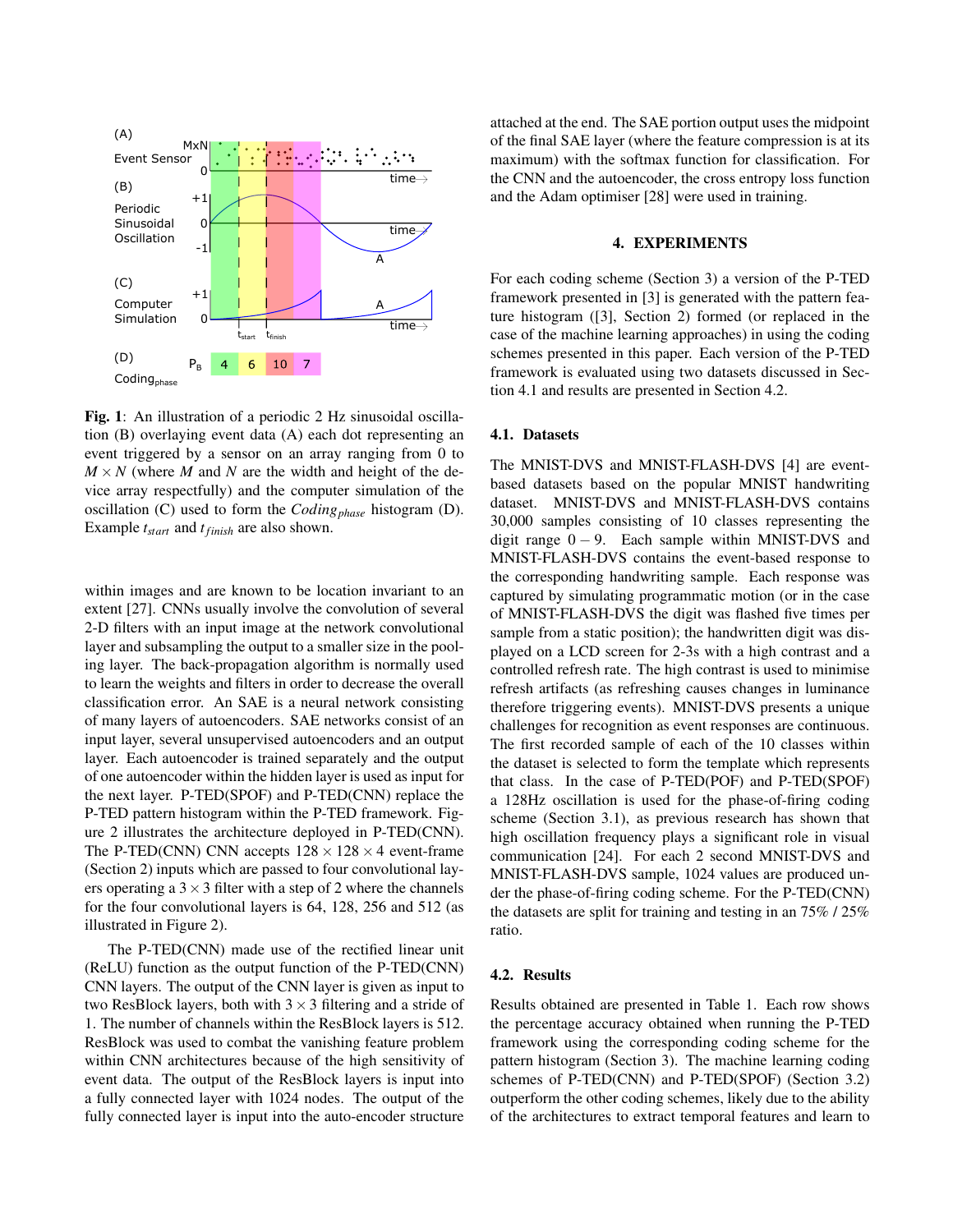**Fig. 1**: An illustration of a periodic 2 Hz sinusoidal oscillation (B) overlaying event data (A) each dot representing an event triggered by a sensor on an array ranging from 0 to $M \times N$ (where $M$ and $N$ are the width and height of the device array respectfully) and the computer simulation of the oscillation (C) used to form the $Coding_{phase}$ histogram (D). Example $t_{start}$ and $t_{finish}$ are also shown.

within images and are known to be location invariant to an extent [27]. CNNs usually involve the convolution of several 2-D filters with an input image at the network convolutional layer and subsampling the output to a smaller size in the pooling layer. The back-propagation algorithm is normally used to learn the weights and filters in order to decrease the overall classification error. An SAE is a neural network consisting of many layers of autoencoders. SAE networks consist of an input layer, several unsupervised autoencoders and an output layer. Each autoencoder is trained separately and the output of one autoencoder within the hidden layer is used as input for the next layer. P-TED(SPOF) and P-TED(CNN) replace the P-TED pattern histogram within the P-TED framework. Figure 2 illustrates the architecture deployed in P-TED(CNN). The P-TED(CNN) CNN accepts $128 \times 128 \times 4$ event-frame (Section 2) inputs which are passed to four convolutional layers operating a $3 \times 3$ filter with a step of 2 where the channels for the four convolutional layers is 64, 128, 256 and 512 (as illustrated in Figure 2).

The P-TED(CNN) made use of the rectified linear unit (ReLU) function as the output function of the P-TED(CNN) CNN layers. The output of the CNN layer is given as input to two ResBlock layers, both with $3 \times 3$ filtering and a stride of 1. The number of channels within the ResBlock layers is 512. ResBlock was used to combat the vanishing feature problem within CNN architectures because of the high sensitivity of event data. The output of the ResBlock layers is input into a fully connected layer with 1024 nodes. The output of the fully connected layer is input into the auto-encoder structure attached at the end. The SAE portion output uses the midpoint of the final SAE layer (where the feature compression is at its maximum) with the softmax function for classification. For the CNN and the autoencoder, the cross entropy loss function and the Adam optimiser [28] were used in training.

## 4. EXPERIMENTS

For each coding scheme (Section 3) a version of the P-TED framework presented in [3] is generated with the pattern feature histogram ([3], Section 2) formed (or replaced in the case of the machine learning approaches) in using the coding schemes presented in this paper. Each version of the P-TED framework is evaluated using two datasets discussed in Section 4.1 and results are presented in Section 4.2.

### 4.1. Datasets

The MNIST-DVS and MNIST-FLASH-DVS [4] are event-based datasets based on the popular MNIST handwriting dataset. MNIST-DVS and MNIST-FLASH-DVS contains 30,000 samples consisting of 10 classes representing the digit range $0-9$. Each sample within MNIST-DVS and MNIST-FLASH-DVS contains the event-based response to the corresponding handwriting sample. Each response was captured by simulating programmatic motion (or in the case of MNIST-FLASH-DVS the digit was flashed five times per sample from a static position); the handwritten digit was displayed on a LCD screen for 2-3s with a high contrast and a controlled refresh rate. The high contrast is used to minimise refresh artifacts (as refreshing causes changes in luminance therefore triggering events). MNIST-DVS presents a unique challenges for recognition as event responses are continuous. The first recorded sample of each of the 10 classes within the dataset is selected to form the template which represents that class. In the case of P-TED(POF) and P-TED(SPOF) a 128Hz oscillation is used for the phase-of-firing coding scheme (Section 3.1), as previous research has shown that high oscillation frequency plays a significant role in visual communication [24]. For each 2 second MNIST-DVS and MNIST-FLASH-DVS sample, 1024 values are produced under the phase-of-firing coding scheme. For the P-TED(CNN) the datasets are split for training and testing in an 75% / 25% ratio.

### 4.2. Results

Results obtained are presented in Table 1. Each row shows the percentage accuracy obtained when running the P-TED framework using the corresponding coding scheme for the pattern histogram (Section 3). The machine learning coding schemes of P-TED(CNN) and P-TED(SPOF) (Section 3.2) outperform the other coding schemes, likely due to the ability of the architectures to extract temporal features and learn to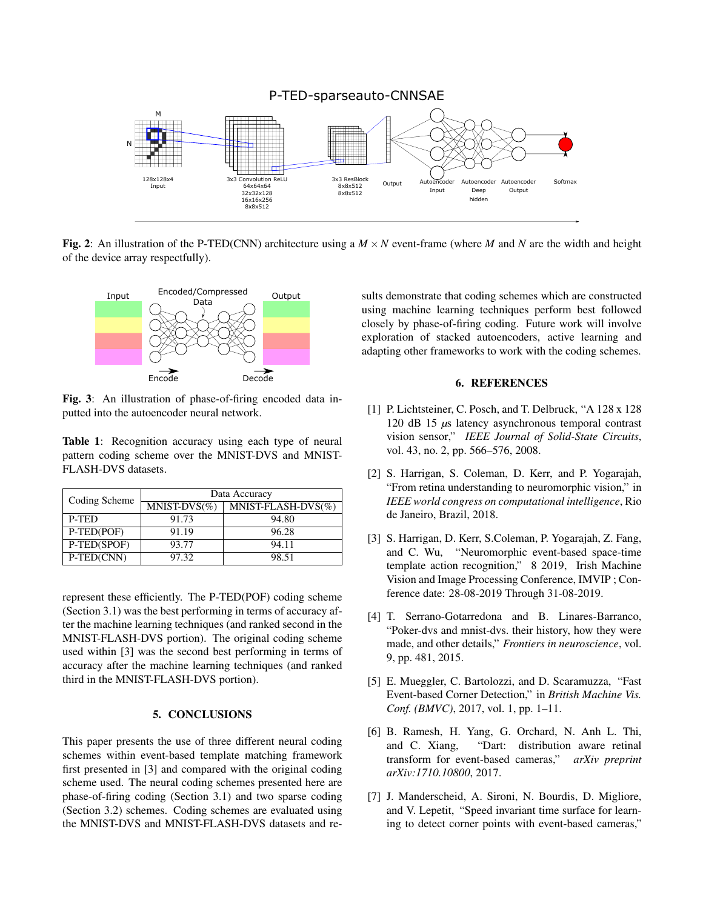**Fig. 2**: An illustration of the P-TED(CNN) architecture using a $M \times N$ event-frame (where $M$ and $N$ are the width and height of the device array respectfully).

**Fig. 3**: An illustration of phase-of-firing encoded data inputted into the autoencoder neural network.

**Table 1**: Recognition accuracy using each type of neural pattern coding scheme over the MNIST-DVS and MNIST-FLASH-DVS datasets.

| Coding Scheme | Data Accuracy | |
|---|---|---|
| | MNIST-DVS(%) | MNIST-FLASH-DVS(%) |
| P-TED | 91.73 | 94.80 |
| P-TED(POF) | 91.19 | 96.28 |
| P-TED(SPOF) | 93.77 | 94.11 |
| P-TED(CNN) | 97.32 | 98.51 |

represent these efficiently. The P-TED(POF) coding scheme (Section 3.1) was the best performing in terms of accuracy after the machine learning techniques (and ranked second in the MNIST-FLASH-DVS portion). The original coding scheme used within [3] was the second best performing in terms of accuracy after the machine learning techniques (and ranked third in the MNIST-FLASH-DVS portion).

## 5. CONCLUSIONS

This paper presents the use of three different neural coding schemes within event-based template matching framework first presented in [3] and compared with the original coding scheme used. The neural coding schemes presented here are phase-of-firing coding (Section 3.1) and two sparse coding (Section 3.2) schemes. Coding schemes are evaluated using the MNIST-DVS and MNIST-FLASH-DVS datasets and results demonstrate that coding schemes which are constructed using machine learning techniques perform best followed closely by phase-of-firing coding. Future work will involve exploration of stacked autoencoders, active learning and adapting other frameworks to work with the coding schemes.

## 6. REFERENCES

[1] P. Lichtsteiner, C. Posch, and T. Delbruck, "A 128 x 128 120 dB 15 $\mu$s latency asynchronous temporal contrast vision sensor," *IEEE Journal of Solid-State Circuits*, vol. 43, no. 2, pp. 566–576, 2008.

[2] S. Harrigan, S. Coleman, D. Kerr, and P. Yogarajah, "From retina understanding to neuromorphic vision," in *IEEE world congress on computational intelligence*, Rio de Janeiro, Brazil, 2018.

[3] S. Harrigan, D. Kerr, S.Coleman, P. Yogarajah, Z. Fang, and C. Wu, "Neuromorphic event-based space-time template action recognition," 8 2019, Irish Machine Vision and Image Processing Conference, IMVIP ; Conference date: 28-08-2019 Through 31-08-2019.

[4] T. Serrano-Gotarredona and B. Linares-Barranco, "Poker-dvs and mnist-dvs. their history, how they were made, and other details," *Frontiers in neuroscience*, vol. 9, pp. 481, 2015.

[5] E. Mueggler, C. Bartolozzi, and D. Scaramuzza, "Fast Event-based Corner Detection," in *British Machine Vis. Conf. (BMVC)*, 2017, vol. 1, pp. 1–11.

[6] B. Ramesh, H. Yang, G. Orchard, N. Anh L. Thi, and C. Xiang, "Dart: distribution aware retinal transform for event-based cameras," *arXiv preprint arXiv:1710.10800*, 2017.

[7] J. Manderscheid, A. Sironi, N. Bourdis, D. Migliore, and V. Lepetit, "Speed invariant time surface for learning to detect corner points with event-based cameras,"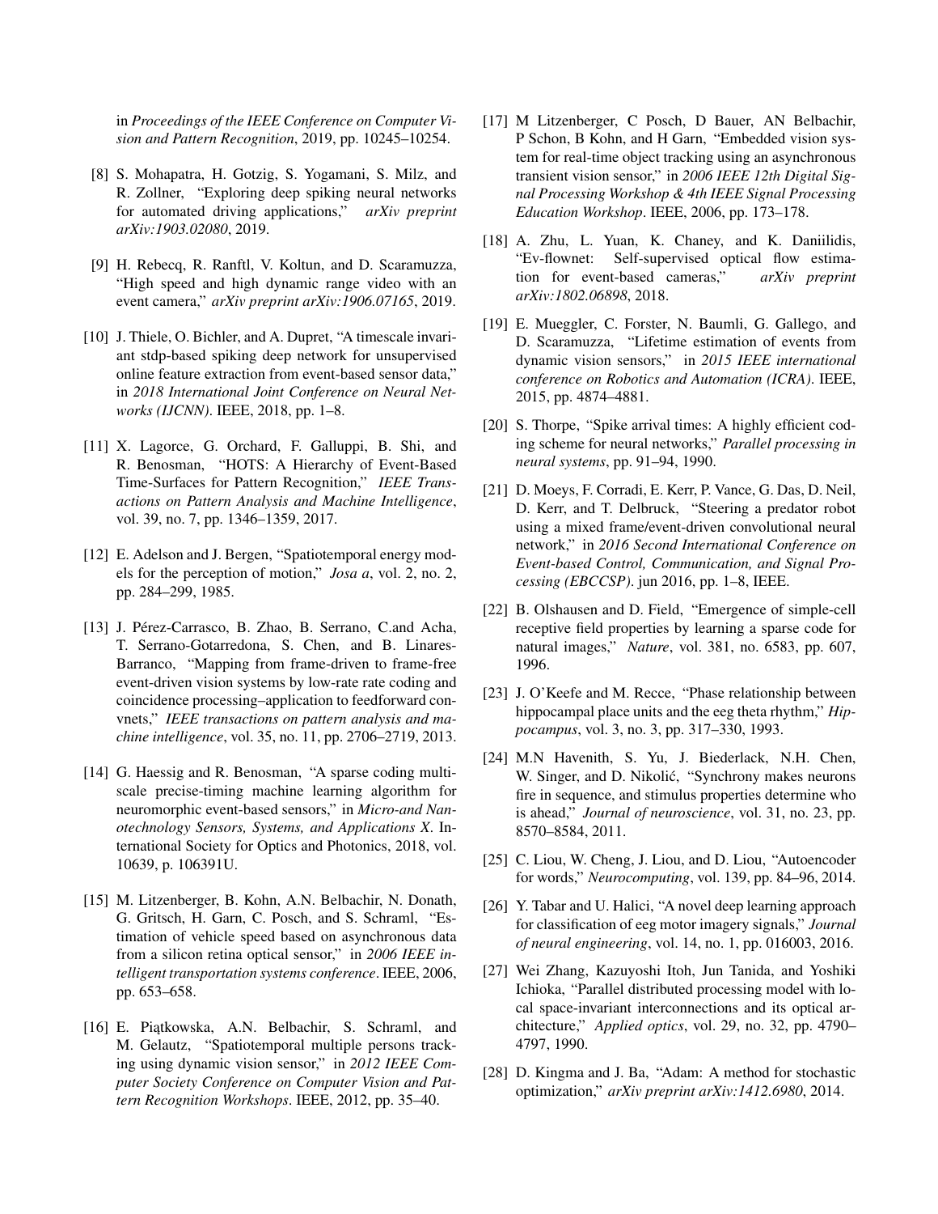in *Proceedings of the IEEE Conference on Computer Vision and Pattern Recognition*, 2019, pp. 10245–10254.

[8] S. Mohapatra, H. Gotzig, S. Yogamani, S. Milz, and R. Zollner, "Exploring deep spiking neural networks for automated driving applications," *arXiv preprint arXiv:1903.02080*, 2019.

[9] H. Rebecq, R. Ranftl, V. Koltun, and D. Scaramuzza, "High speed and high dynamic range video with an event camera," *arXiv preprint arXiv:1906.07165*, 2019.

[10] J. Thiele, O. Bichler, and A. Dupret, "A timescale invariant stdp-based spiking deep network for unsupervised online feature extraction from event-based sensor data," in *2018 International Joint Conference on Neural Networks (IJCNN)*. IEEE, 2018, pp. 1–8.

[11] X. Lagorce, G. Orchard, F. Galluppi, B. Shi, and R. Benosman, "HOTS: A Hierarchy of Event-Based Time-Surfaces for Pattern Recognition," *IEEE Transactions on Pattern Analysis and Machine Intelligence*, vol. 39, no. 7, pp. 1346–1359, 2017.

[12] E. Adelson and J. Bergen, "Spatiotemporal energy models for the perception of motion," *Josa a*, vol. 2, no. 2, pp. 284–299, 1985.

[13] J. Pérez-Carrasco, B. Zhao, B. Serrano, C.and Acha, T. Serrano-Gotarredona, S. Chen, and B. Linares-Barranco, "Mapping from frame-driven to frame-free event-driven vision systems by low-rate rate coding and coincidence processing–application to feedforward convnets," *IEEE transactions on pattern analysis and machine intelligence*, vol. 35, no. 11, pp. 2706–2719, 2013.

[14] G. Haessig and R. Benosman, "A sparse coding multi-scale precise-timing machine learning algorithm for neuromorphic event-based sensors," in *Micro-and Nanotechnology Sensors, Systems, and Applications X*. International Society for Optics and Photonics, 2018, vol. 10639, p. 106391U.

[15] M. Litzenberger, B. Kohn, A.N. Belbachir, N. Donath, G. Gritsch, H. Garn, C. Posch, and S. Schraml, "Estimation of vehicle speed based on asynchronous data from a silicon retina optical sensor," in *2006 IEEE intelligent transportation systems conference*. IEEE, 2006, pp. 653–658.

[16] E. Piątkowska, A.N. Belbachir, S. Schraml, and M. Gelautz, "Spatiotemporal multiple persons tracking using dynamic vision sensor," in *2012 IEEE Computer Society Conference on Computer Vision and Pattern Recognition Workshops*. IEEE, 2012, pp. 35–40.

[17] M Litzenberger, C Posch, D Bauer, AN Belbachir, P Schon, B Kohn, and H Garn, "Embedded vision system for real-time object tracking using an asynchronous transient vision sensor," in *2006 IEEE 12th Digital Signal Processing Workshop & 4th IEEE Signal Processing Education Workshop*. IEEE, 2006, pp. 173–178.

[18] A. Zhu, L. Yuan, K. Chaney, and K. Daniilidis, "Ev-flownet: Self-supervised optical flow estimation for event-based cameras," *arXiv preprint arXiv:1802.06898*, 2018.

[19] E. Mueggler, C. Forster, N. Baumli, G. Gallego, and D. Scaramuzza, "Lifetime estimation of events from dynamic vision sensors," in *2015 IEEE international conference on Robotics and Automation (ICRA)*. IEEE, 2015, pp. 4874–4881.

[20] S. Thorpe, "Spike arrival times: A highly efficient coding scheme for neural networks," *Parallel processing in neural systems*, pp. 91–94, 1990.

[21] D. Moeys, F. Corradi, E. Kerr, P. Vance, G. Das, D. Neil, D. Kerr, and T. Delbruck, "Steering a predator robot using a mixed frame/event-driven convolutional neural network," in *2016 Second International Conference on Event-based Control, Communication, and Signal Processing (EBCCSP)*. jun 2016, pp. 1–8, IEEE.

[22] B. Olshausen and D. Field, "Emergence of simple-cell receptive field properties by learning a sparse code for natural images," *Nature*, vol. 381, no. 6583, pp. 607, 1996.

[23] J. O'Keefe and M. Recce, "Phase relationship between hippocampal place units and the eeg theta rhythm," *Hippocampus*, vol. 3, no. 3, pp. 317–330, 1993.

[24] M.N Havenith, S. Yu, J. Biederlack, N.H. Chen, W. Singer, and D. Nikolić, "Synchrony makes neurons fire in sequence, and stimulus properties determine who is ahead," *Journal of neuroscience*, vol. 31, no. 23, pp. 8570–8584, 2011.

[25] C. Liou, W. Cheng, J. Liou, and D. Liou, "Autoencoder for words," *Neurocomputing*, vol. 139, pp. 84–96, 2014.

[26] Y. Tabar and U. Halici, "A novel deep learning approach for classification of eeg motor imagery signals," *Journal of neural engineering*, vol. 14, no. 1, pp. 016003, 2016.

[27] Wei Zhang, Kazuyoshi Itoh, Jun Tanida, and Yoshiki Ichioka, "Parallel distributed processing model with local space-invariant interconnections and its optical architecture," *Applied optics*, vol. 29, no. 32, pp. 4790–4797, 1990.

[28] D. Kingma and J. Ba, "Adam: A method for stochastic optimization," *arXiv preprint arXiv:1412.6980*, 2014.